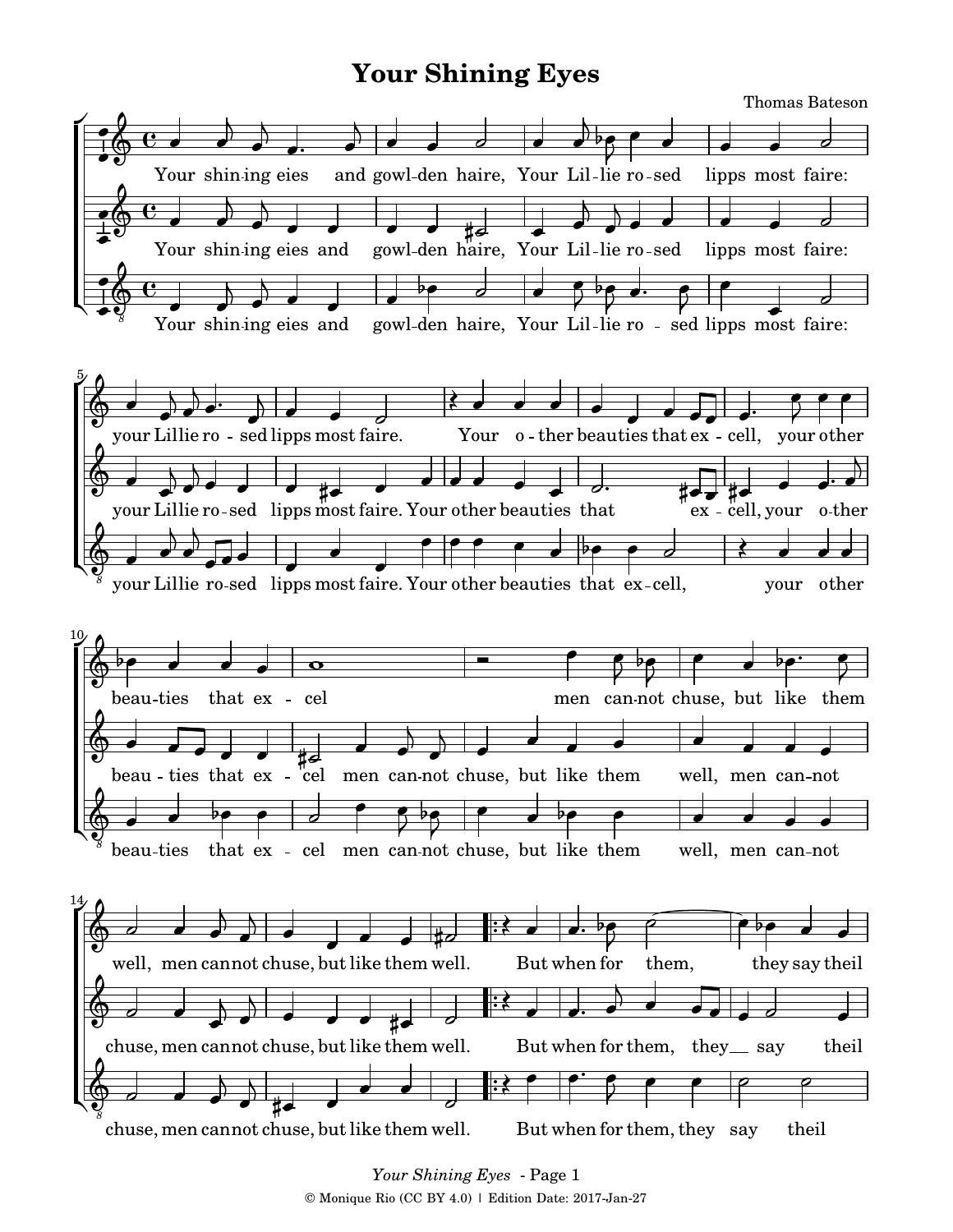# Your Shining Eyes

Thomas Bateson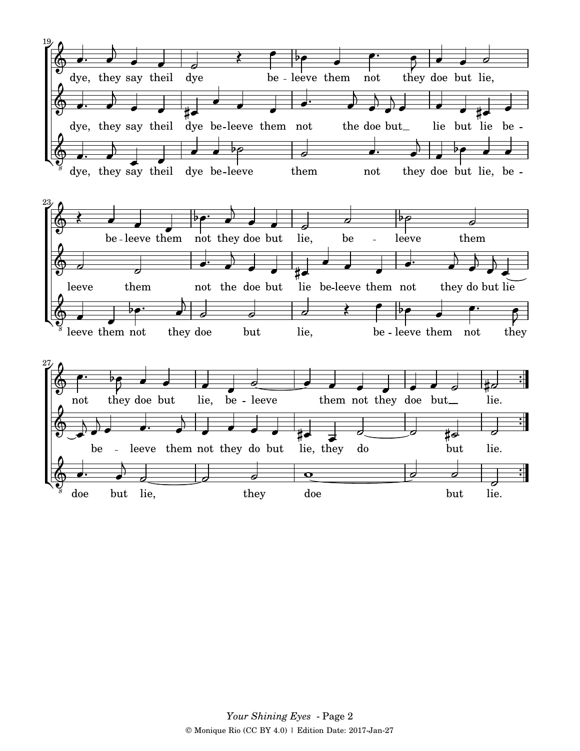19

dye, they say theil dye be - leeve them not they doe but lie,

dye, they say theil dye be-leeve them not the doe but_ lie but lie be -

dye, they say theil dye be-leeve them not they doe but lie, be -

23

be - leeve them not they doe but lie, be - leeve them

leeve them not the doe but lie be-leeve them not they do but lie

leeve them not they doe but lie, be - leeve them not they

27

not they doe but lie, be - leeve them not they doe but_ lie.

be - leeve them not they do but lie, they do but lie.

doe but lie, they doe but lie.